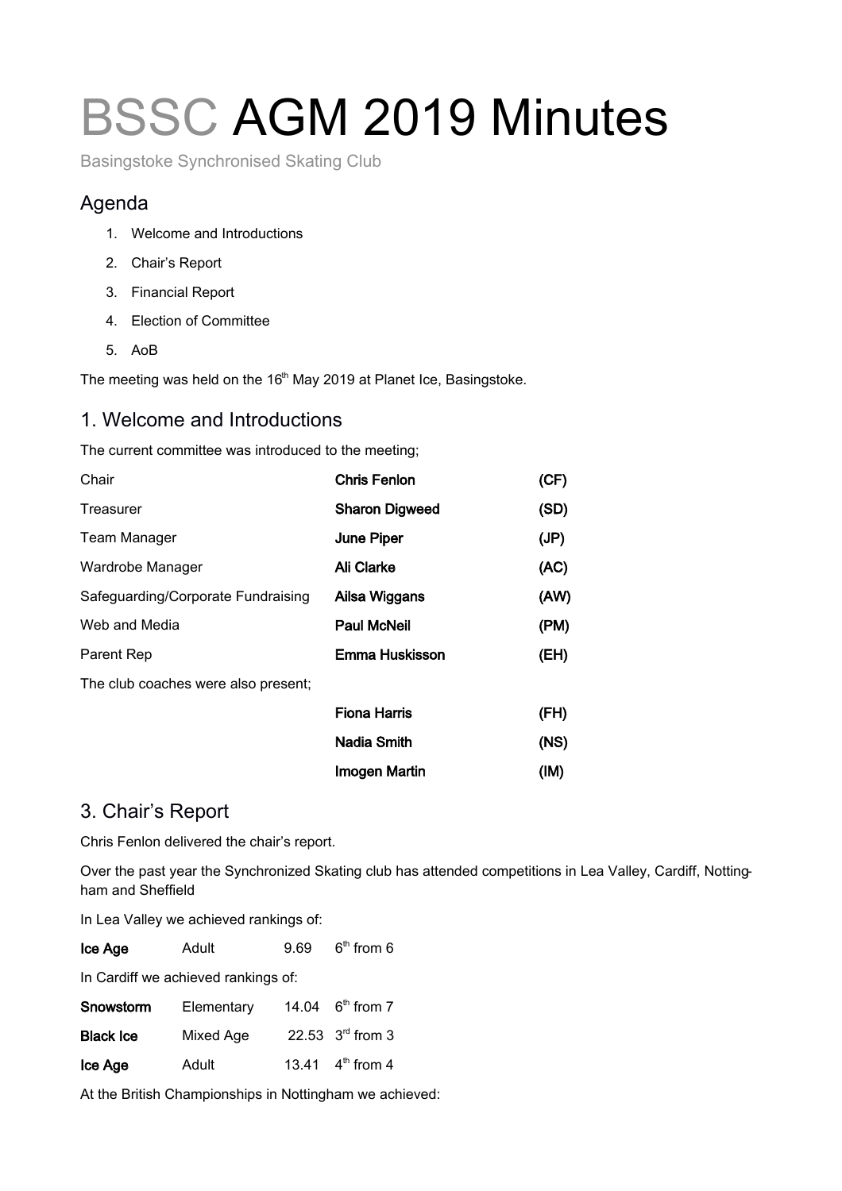# BSSC AGM 2019 Minutes

Basingstoke Synchronised Skating Club

## Agenda

1. Welcome and Introductions
2. Chair's Report
3. Financial Report
4. Election of Committee
5. AoB

The meeting was held on the 16th May 2019 at Planet Ice, Basingstoke.

## 1. Welcome and Introductions

The current committee was introduced to the meeting;

| | | |
|---|---|---|
| Chair | **Chris Fenlon** | **(CF)** |
| Treasurer | **Sharon Digweed** | **(SD)** |
| Team Manager | **June Piper** | **(JP)** |
| Wardrobe Manager | **Ali Clarke** | **(AC)** |
| Safeguarding/Corporate Fundraising | **Ailsa Wiggans** | **(AW)** |
| Web and Media | **Paul McNeil** | **(PM)** |
| Parent Rep | **Emma Huskisson** | **(EH)** |

The club coaches were also present;

| | | |
|---|---|---|
| | **Fiona Harris** | **(FH)** |
| | **Nadia Smith** | **(NS)** |
| | **Imogen Martin** | **(IM)** |

## 3. Chair's Report

Chris Fenlon delivered the chair's report.

Over the past year the Synchronized Skating club has attended competitions in Lea Valley, Cardiff, Nottingham and Sheffield

In Lea Valley we achieved rankings of:

| | | | |
|---|---|---|---|
| **Ice Age** | Adult | 9.69 | 6th from 6 |

In Cardiff we achieved rankings of:

| | | | |
|---|---|---|---|
| **Snowstorm** | Elementary | 14.04 | 6th from 7 |
| **Black Ice** | Mixed Age | 22.53 | 3rd from 3 |
| **Ice Age** | Adult | 13.41 | 4th from 4 |

At the British Championships in Nottingham we achieved: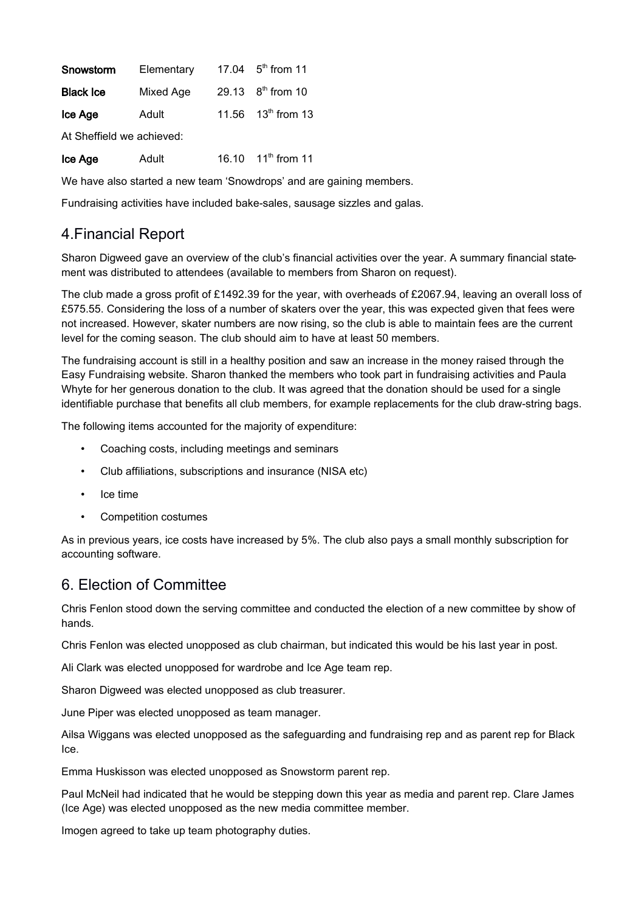| | | | |
|---|---|---|---|
| **Snowstorm** | Elementary | 17.04 | 5th from 11 |
| **Black Ice** | Mixed Age | 29.13 | 8th from 10 |
| **Ice Age** | Adult | 11.56 | 13th from 13 |

At Sheffield we achieved:

| | | | |
|---|---|---|---|
| **Ice Age** | Adult | 16.10 | 11th from 11 |

We have also started a new team 'Snowdrops' and are gaining members.

Fundraising activities have included bake-sales, sausage sizzles and galas.

## 4.Financial Report

Sharon Digweed gave an overview of the club's financial activities over the year. A summary financial statement was distributed to attendees (available to members from Sharon on request).

The club made a gross profit of £1492.39 for the year, with overheads of £2067.94, leaving an overall loss of £575.55. Considering the loss of a number of skaters over the year, this was expected given that fees were not increased. However, skater numbers are now rising, so the club is able to maintain fees are the current level for the coming season. The club should aim to have at least 50 members.

The fundraising account is still in a healthy position and saw an increase in the money raised through the Easy Fundraising website. Sharon thanked the members who took part in fundraising activities and Paula Whyte for her generous donation to the club. It was agreed that the donation should be used for a single identifiable purchase that benefits all club members, for example replacements for the club draw-string bags.

The following items accounted for the majority of expenditure:

- Coaching costs, including meetings and seminars
- Club affiliations, subscriptions and insurance (NISA etc)
- Ice time
- Competition costumes

As in previous years, ice costs have increased by 5%. The club also pays a small monthly subscription for accounting software.

## 6. Election of Committee

Chris Fenlon stood down the serving committee and conducted the election of a new committee by show of hands.

Chris Fenlon was elected unopposed as club chairman, but indicated this would be his last year in post.

Ali Clark was elected unopposed for wardrobe and Ice Age team rep.

Sharon Digweed was elected unopposed as club treasurer.

June Piper was elected unopposed as team manager.

Ailsa Wiggans was elected unopposed as the safeguarding and fundraising rep and as parent rep for Black Ice.

Emma Huskisson was elected unopposed as Snowstorm parent rep.

Paul McNeil had indicated that he would be stepping down this year as media and parent rep. Clare James (Ice Age) was elected unopposed as the new media committee member.

Imogen agreed to take up team photography duties.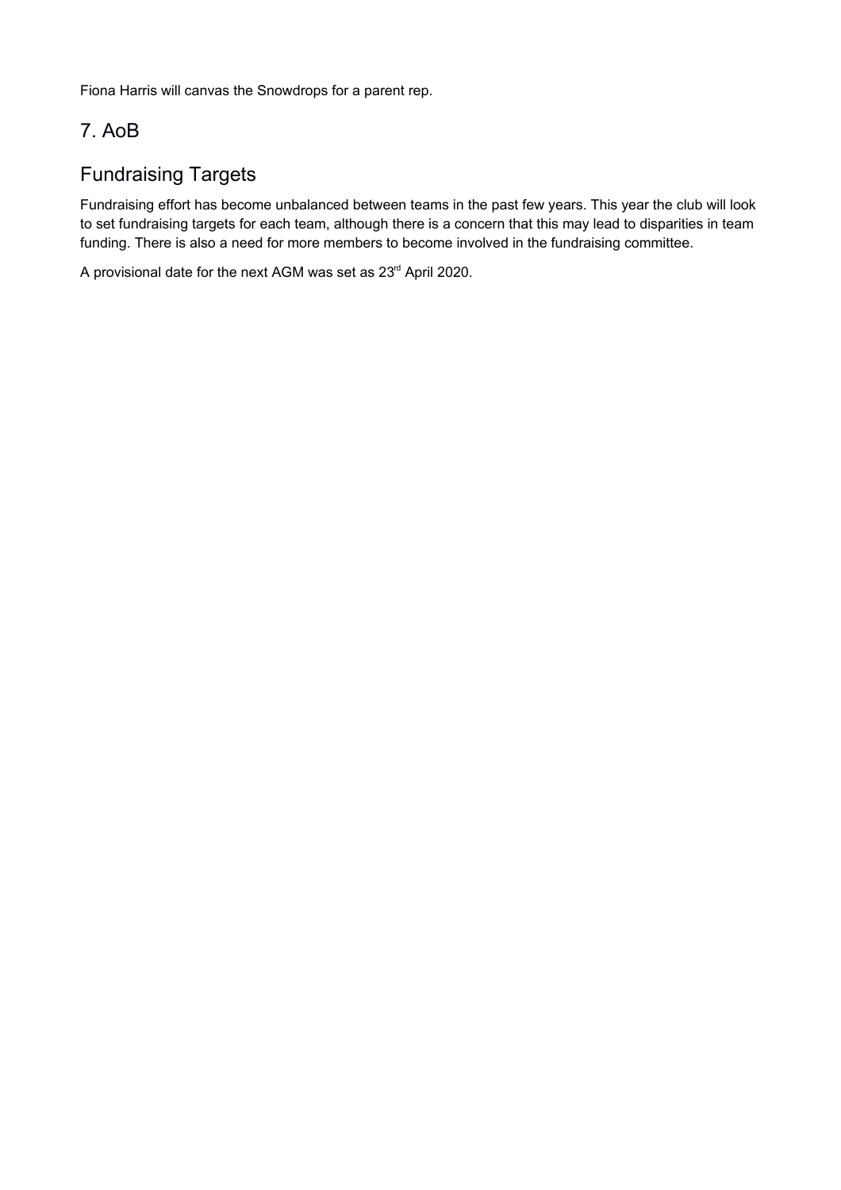Fiona Harris will canvas the Snowdrops for a parent rep.

## 7. AoB

## Fundraising Targets

Fundraising effort has become unbalanced between teams in the past few years. This year the club will look to set fundraising targets for each team, although there is a concern that this may lead to disparities in team funding. There is also a need for more members to become involved in the fundraising committee.

A provisional date for the next AGM was set as 23rd April 2020.